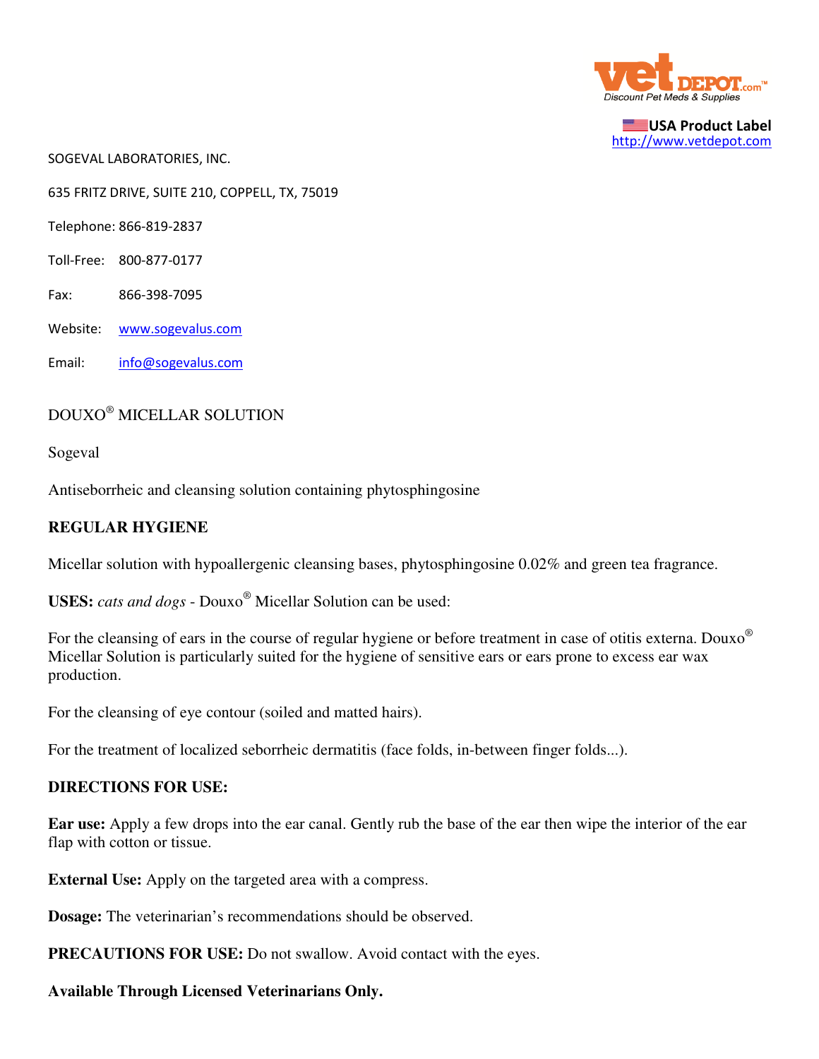**USA Product Label**
http://www.vetdepot.com

SOGEVAL LABORATORIES, INC.

635 FRITZ DRIVE, SUITE 210, COPPELL, TX, 75019

Telephone: 866-819-2837

Toll-Free: 800-877-0177

Fax: 866-398-7095

Website: www.sogevalus.com

Email: info@sogevalus.com

DOUXO® MICELLAR SOLUTION

Sogeval

Antiseborrheic and cleansing solution containing phytosphingosine

**REGULAR HYGIENE**

Micellar solution with hypoallergenic cleansing bases, phytosphingosine 0.02% and green tea fragrance.

**USES:** *cats and dogs* - Douxo® Micellar Solution can be used:

For the cleansing of ears in the course of regular hygiene or before treatment in case of otitis externa. Douxo® Micellar Solution is particularly suited for the hygiene of sensitive ears or ears prone to excess ear wax production.

For the cleansing of eye contour (soiled and matted hairs).

For the treatment of localized seborrheic dermatitis (face folds, in-between finger folds...).

**DIRECTIONS FOR USE:**

**Ear use:** Apply a few drops into the ear canal. Gently rub the base of the ear then wipe the interior of the ear flap with cotton or tissue.

**External Use:** Apply on the targeted area with a compress.

**Dosage:** The veterinarian's recommendations should be observed.

**PRECAUTIONS FOR USE:** Do not swallow. Avoid contact with the eyes.

**Available Through Licensed Veterinarians Only.**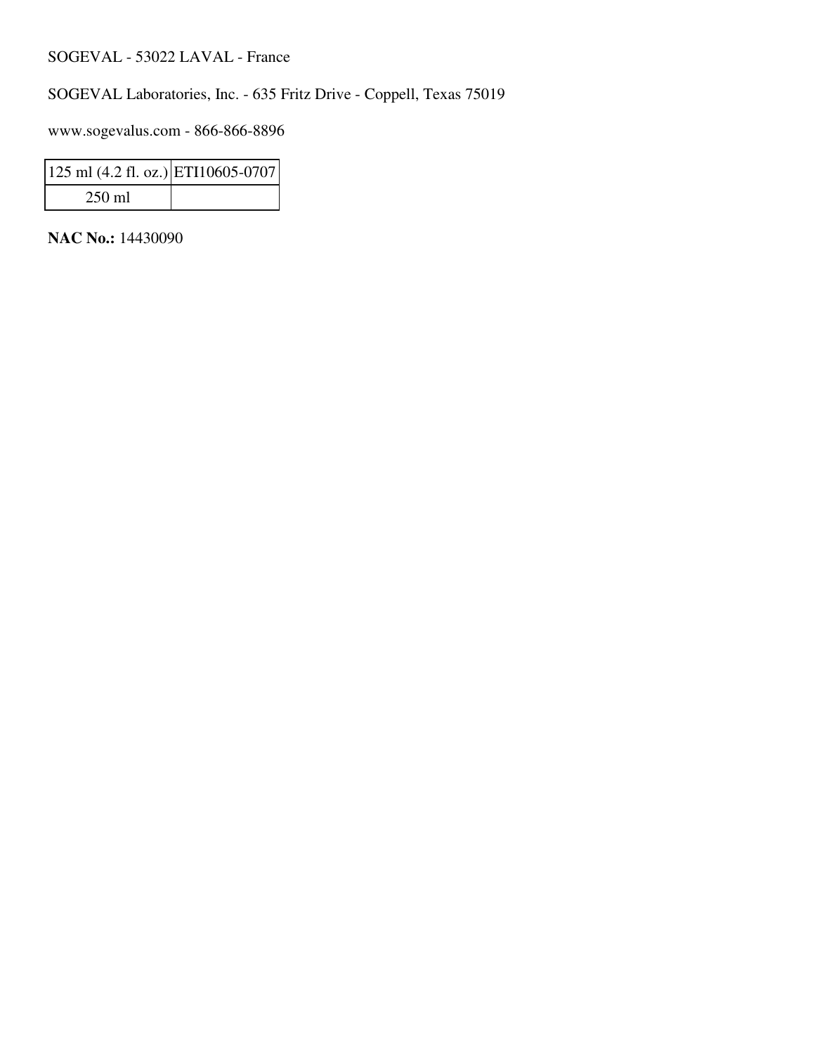SOGEVAL - 53022 LAVAL - France

SOGEVAL Laboratories, Inc. - 635 Fritz Drive - Coppell, Texas 75019

www.sogevalus.com - 866-866-8896

| | |
|---|---|
| 125 ml (4.2 fl. oz.) | ETI10605-0707 |
| 250 ml | |

**NAC No.:** 14430090